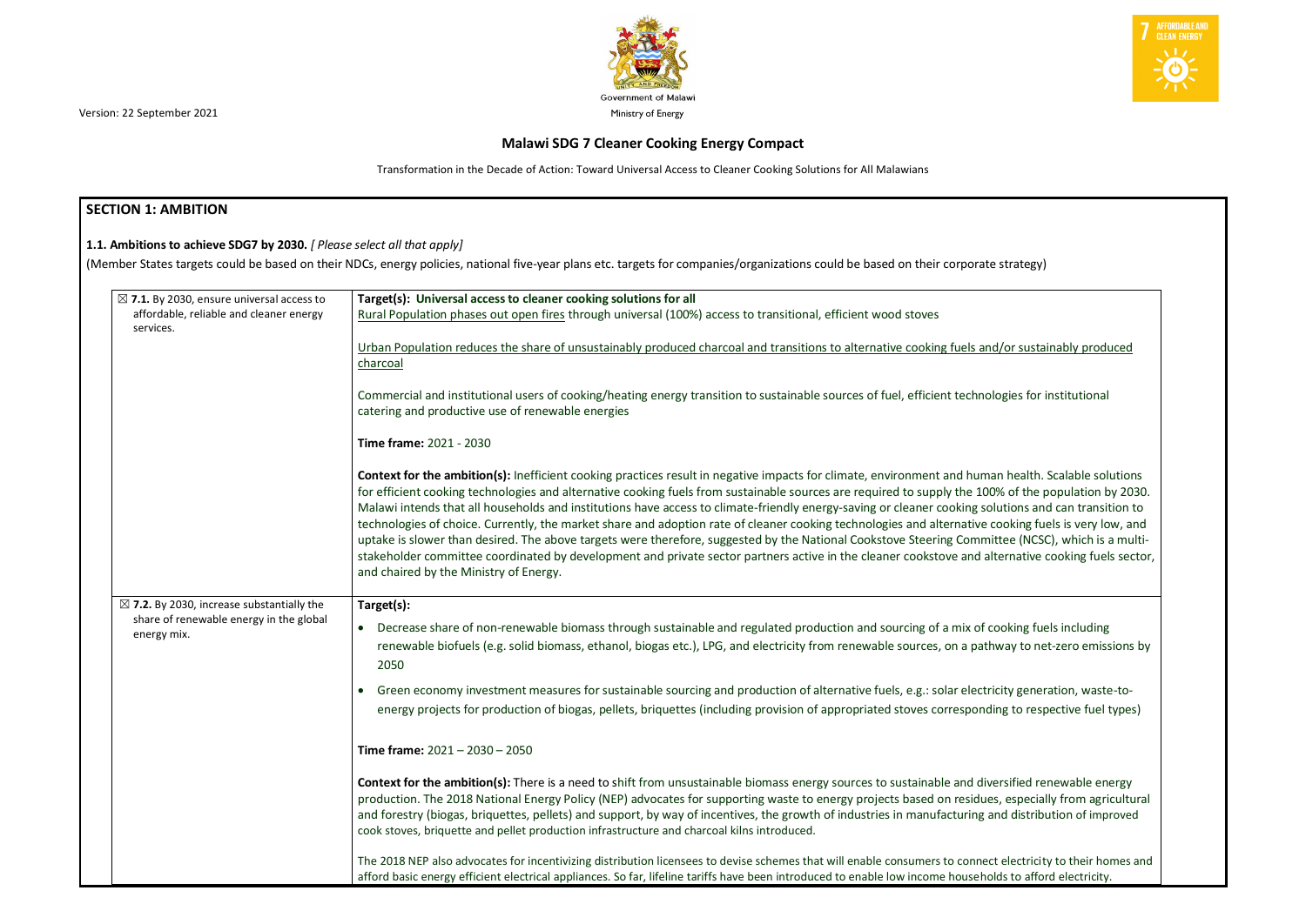Version: 22 September 2021

Government of Malawi
Ministry of Energy

# Malawi SDG 7 Cleaner Cooking Energy Compact

Transformation in the Decade of Action: Toward Universal Access to Cleaner Cooking Solutions for All Malawians

## SECTION 1: AMBITION

**1.1. Ambitions to achieve SDG7 by 2030.** *[ Please select all that apply]*

(Member States targets could be based on their NDCs, energy policies, national five-year plans etc. targets for companies/organizations could be based on their corporate strategy)

| | |
|---|---|
| ☒ **7.1.** By 2030, ensure universal access to affordable, reliable and cleaner energy services. | **Target(s): Universal access to cleaner cooking solutions for all**<br>Rural Population phases out open fires through universal (100%) access to transitional, efficient wood stoves<br><br>Urban Population reduces the share of unsustainably produced charcoal and transitions to alternative cooking fuels and/or sustainably produced charcoal<br><br>Commercial and institutional users of cooking/heating energy transition to sustainable sources of fuel, efficient technologies for institutional catering and productive use of renewable energies<br><br>**Time frame:** 2021 - 2030<br><br>**Context for the ambition(s):** Inefficient cooking practices result in negative impacts for climate, environment and human health. Scalable solutions for efficient cooking technologies and alternative cooking fuels from sustainable sources are required to supply the 100% of the population by 2030. Malawi intends that all households and institutions have access to climate-friendly energy-saving or cleaner cooking solutions and can transition to technologies of choice. Currently, the market share and adoption rate of cleaner cooking technologies and alternative cooking fuels is very low, and uptake is slower than desired. The above targets were therefore, suggested by the National Cookstove Steering Committee (NCSC), which is a multi-stakeholder committee coordinated by development and private sector partners active in the cleaner cookstove and alternative cooking fuels sector, and chaired by the Ministry of Energy. |
| ☒ **7.2.** By 2030, increase substantially the share of renewable energy in the global energy mix. | **Target(s):**<br>• Decrease share of non-renewable biomass through sustainable and regulated production and sourcing of a mix of cooking fuels including renewable biofuels (e.g. solid biomass, ethanol, biogas etc.), LPG, and electricity from renewable sources, on a pathway to net-zero emissions by 2050<br>• Green economy investment measures for sustainable sourcing and production of alternative fuels, e.g.: solar electricity generation, waste-to-energy projects for production of biogas, pellets, briquettes (including provision of appropriated stoves corresponding to respective fuel types)<br><br>**Time frame:** 2021 – 2030 – 2050<br><br>**Context for the ambition(s):** There is a need to shift from unsustainable biomass energy sources to sustainable and diversified renewable energy production. The 2018 National Energy Policy (NEP) advocates for supporting waste to energy projects based on residues, especially from agricultural and forestry (biogas, briquettes, pellets) and support, by way of incentives, the growth of industries in manufacturing and distribution of improved cook stoves, briquette and pellet production infrastructure and charcoal kilns introduced.<br><br>The 2018 NEP also advocates for incentivizing distribution licensees to devise schemes that will enable consumers to connect electricity to their homes and afford basic energy efficient electrical appliances. So far, lifeline tariffs have been introduced to enable low income households to afford electricity. |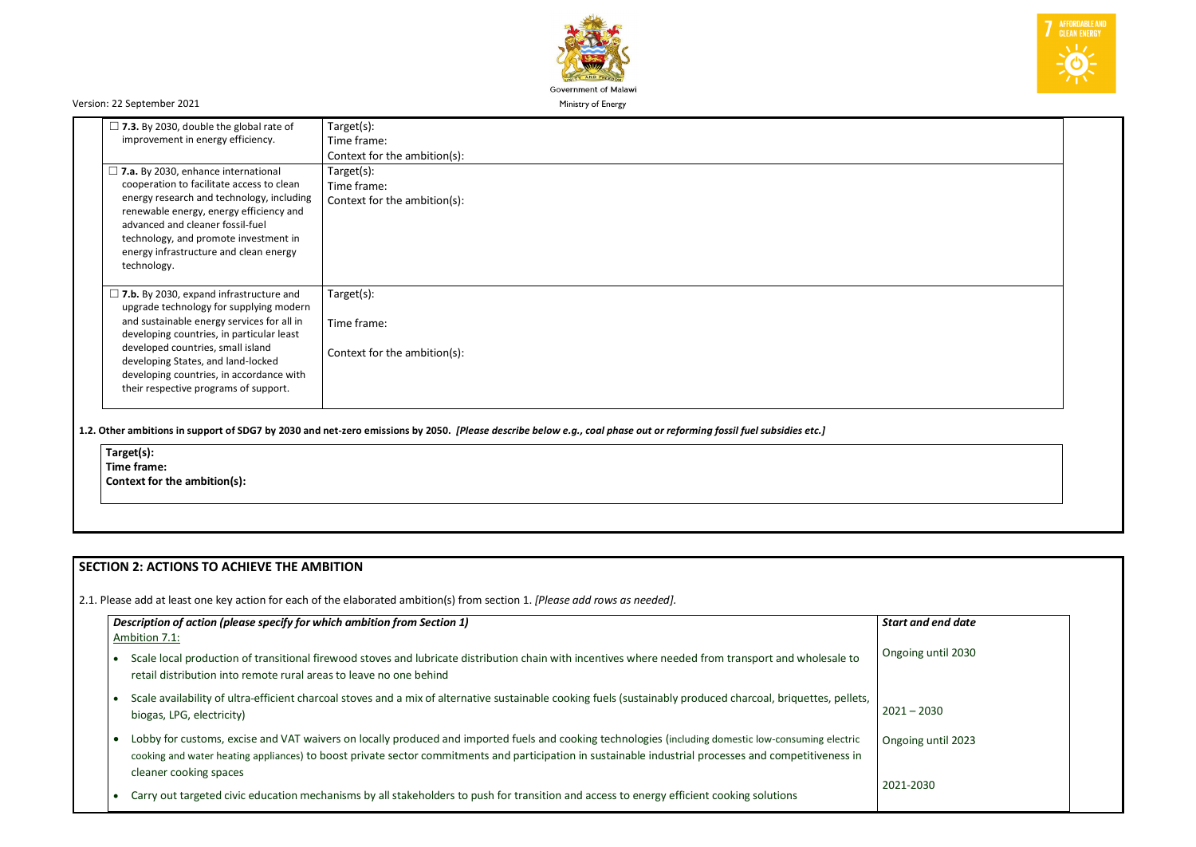| | |
|---|---|
| ☐ **7.3.** By 2030, double the global rate of improvement in energy efficiency. | Target(s):<br>Time frame:<br>Context for the ambition(s): |
| ☐ **7.a.** By 2030, enhance international cooperation to facilitate access to clean energy research and technology, including renewable energy, energy efficiency and advanced and cleaner fossil-fuel technology, and promote investment in energy infrastructure and clean energy technology. | Target(s):<br>Time frame:<br>Context for the ambition(s): |
| ☐ **7.b.** By 2030, expand infrastructure and upgrade technology for supplying modern and sustainable energy services for all in developing countries, in particular least developed countries, small island developing States, and land-locked developing countries, in accordance with their respective programs of support. | Target(s):<br>Time frame:<br>Context for the ambition(s): |

**1.2. Other ambitions in support of SDG7 by 2030 and net-zero emissions by 2050.** ***[Please describe below e.g., coal phase out or reforming fossil fuel subsidies etc.]***

**Target(s):**
**Time frame:**
**Context for the ambition(s):**

## SECTION 2: ACTIONS TO ACHIEVE THE AMBITION

2.1. Please add at least one key action for each of the elaborated ambition(s) from section 1. *[Please add rows as needed].*

| ***Description of action (please specify for which ambition from Section 1)*** | ***Start and end date*** |
|---|---|
| Ambition 7.1: | |
| • Scale local production of transitional firewood stoves and lubricate distribution chain with incentives where needed from transport and wholesale to retail distribution into remote rural areas to leave no one behind | Ongoing until 2030 |
| • Scale availability of ultra-efficient charcoal stoves and a mix of alternative sustainable cooking fuels (sustainably produced charcoal, briquettes, pellets, biogas, LPG, electricity) | 2021 – 2030 |
| • Lobby for customs, excise and VAT waivers on locally produced and imported fuels and cooking technologies (including domestic low-consuming electric cooking and water heating appliances) to boost private sector commitments and participation in sustainable industrial processes and competitiveness in cleaner cooking spaces | Ongoing until 2023 |
| • Carry out targeted civic education mechanisms by all stakeholders to push for transition and access to energy efficient cooking solutions | 2021-2030 |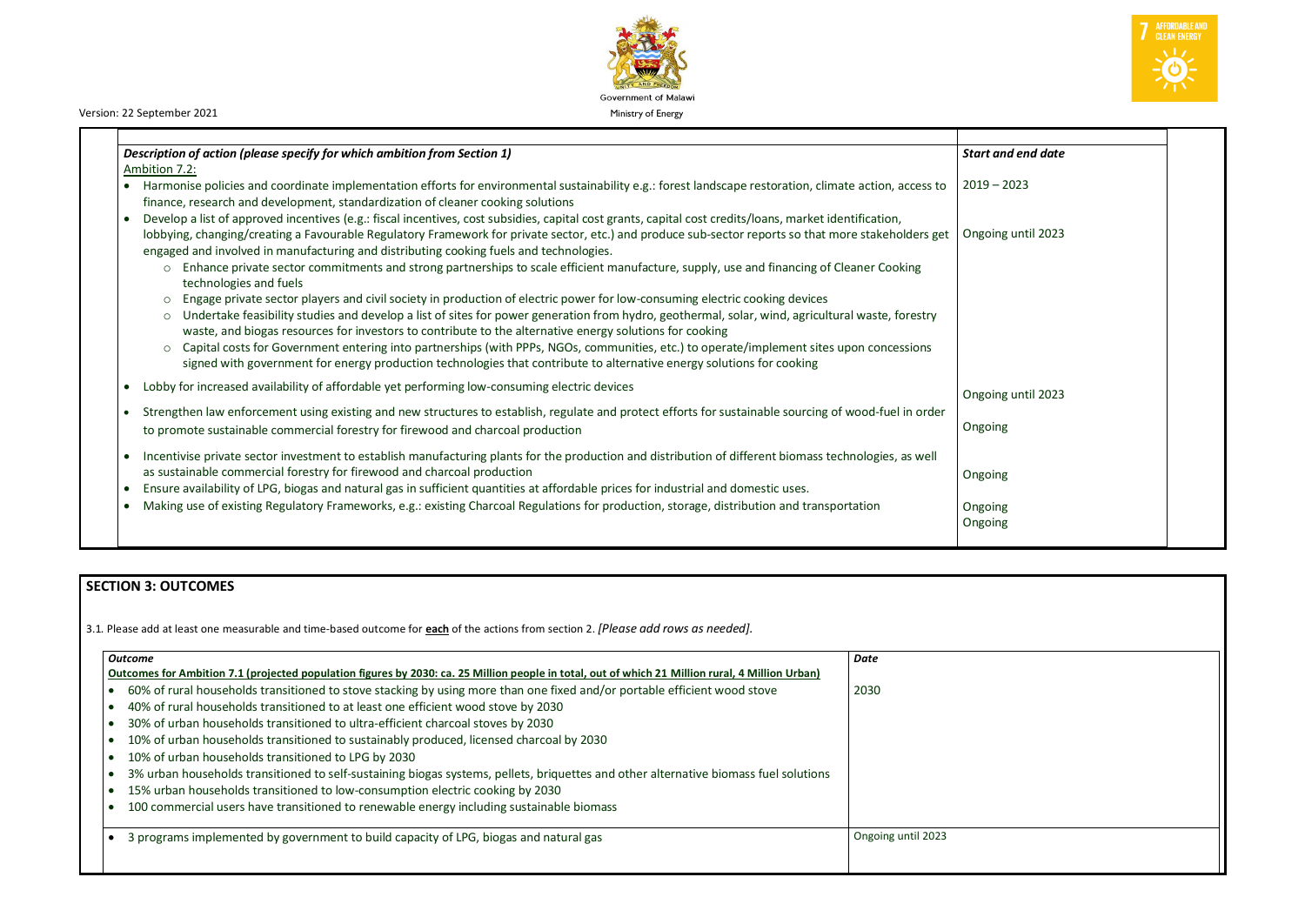| Description of action (please specify for which ambition from Section 1) | Start and end date |
|---|---|
| Ambition 7.2: | |
| • Harmonise policies and coordinate implementation efforts for environmental sustainability e.g.: forest landscape restoration, climate action, access to finance, research and development, standardization of cleaner cooking solutions | 2019 – 2023 |
| • Develop a list of approved incentives (e.g.: fiscal incentives, cost subsidies, capital cost grants, capital cost credits/loans, market identification, lobbying, changing/creating a Favourable Regulatory Framework for private sector, etc.) and produce sub-sector reports so that more stakeholders get engaged and involved in manufacturing and distributing cooking fuels and technologies.<br>○ Enhance private sector commitments and strong partnerships to scale efficient manufacture, supply, use and financing of Cleaner Cooking technologies and fuels<br>○ Engage private sector players and civil society in production of electric power for low-consuming electric cooking devices<br>○ Undertake feasibility studies and develop a list of sites for power generation from hydro, geothermal, solar, wind, agricultural waste, forestry waste, and biogas resources for investors to contribute to the alternative energy solutions for cooking<br>○ Capital costs for Government entering into partnerships (with PPPs, NGOs, communities, etc.) to operate/implement sites upon concessions signed with government for energy production technologies that contribute to alternative energy solutions for cooking | Ongoing until 2023 |
| • Lobby for increased availability of affordable yet performing low-consuming electric devices | Ongoing until 2023 |
| • Strengthen law enforcement using existing and new structures to establish, regulate and protect efforts for sustainable sourcing of wood-fuel in order to promote sustainable commercial forestry for firewood and charcoal production | Ongoing |
| • Incentivise private sector investment to establish manufacturing plants for the production and distribution of different biomass technologies, as well as sustainable commercial forestry for firewood and charcoal production | Ongoing |
| • Ensure availability of LPG, biogas and natural gas in sufficient quantities at affordable prices for industrial and domestic uses. | Ongoing |
| • Making use of existing Regulatory Frameworks, e.g.: existing Charcoal Regulations for production, storage, distribution and transportation | Ongoing |

## SECTION 3: OUTCOMES

3.1. Please add at least one measurable and time-based outcome for **each** of the actions from section 2. *[Please add rows as needed].*

| *Outcome* | *Date* |
|---|---|
| **Outcomes for Ambition 7.1 (projected population figures by 2030: ca. 25 Million people in total, out of which 21 Million rural, 4 Million Urban)**<br>• 60% of rural households transitioned to stove stacking by using more than one fixed and/or portable efficient wood stove<br>• 40% of rural households transitioned to at least one efficient wood stove by 2030<br>• 30% of urban households transitioned to ultra-efficient charcoal stoves by 2030<br>• 10% of urban households transitioned to sustainably produced, licensed charcoal by 2030<br>• 10% of urban households transitioned to LPG by 2030<br>• 3% urban households transitioned to self-sustaining biogas systems, pellets, briquettes and other alternative biomass fuel solutions<br>• 15% urban households transitioned to low-consumption electric cooking by 2030<br>• 100 commercial users have transitioned to renewable energy including sustainable biomass | 2030 |
| • 3 programs implemented by government to build capacity of LPG, biogas and natural gas | Ongoing until 2023 |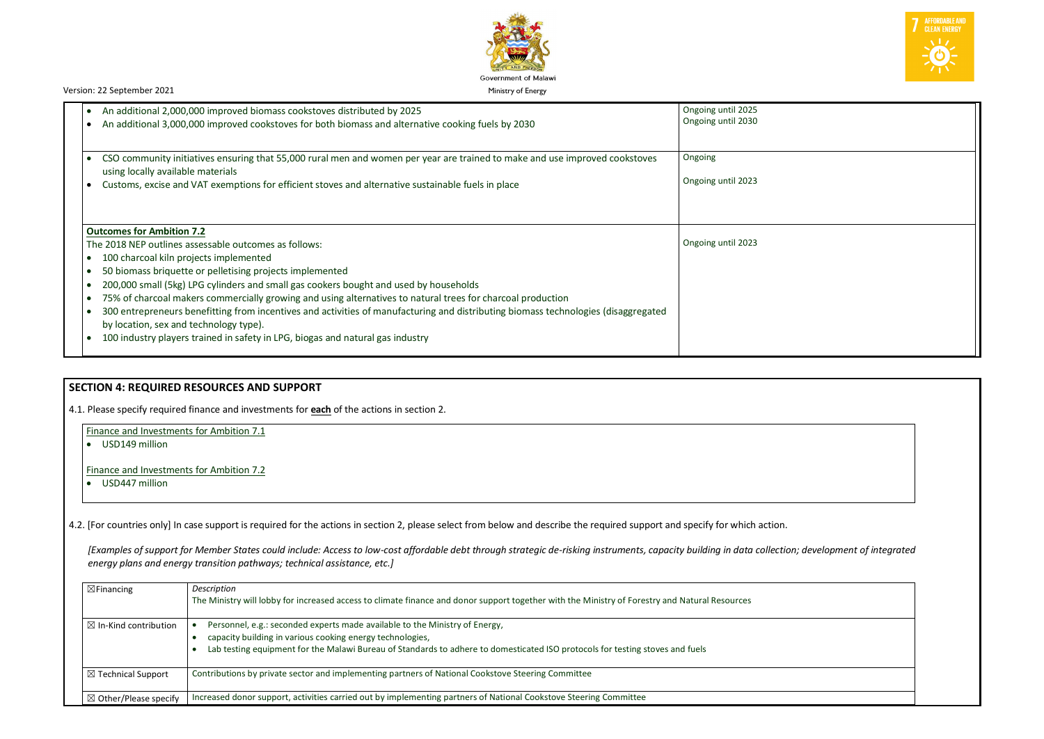| | |
|---|---|
| • An additional 2,000,000 improved biomass cookstoves distributed by 2025<br>• An additional 3,000,000 improved cookstoves for both biomass and alternative cooking fuels by 2030 | Ongoing until 2025<br>Ongoing until 2030 |
| • CSO community initiatives ensuring that 55,000 rural men and women per year are trained to make and use improved cookstoves using locally available materials<br>• Customs, excise and VAT exemptions for efficient stoves and alternative sustainable fuels in place | Ongoing<br><br>Ongoing until 2023 |
| **Outcomes for Ambition 7.2**<br>The 2018 NEP outlines assessable outcomes as follows:<br>• 100 charcoal kiln projects implemented<br>• 50 biomass briquette or pelletising projects implemented<br>• 200,000 small (5kg) LPG cylinders and small gas cookers bought and used by households<br>• 75% of charcoal makers commercially growing and using alternatives to natural trees for charcoal production<br>• 300 entrepreneurs benefitting from incentives and activities of manufacturing and distributing biomass technologies (disaggregated by location, sex and technology type).<br>• 100 industry players trained in safety in LPG, biogas and natural gas industry | Ongoing until 2023 |

## SECTION 4: REQUIRED RESOURCES AND SUPPORT

4.1. Please specify required finance and investments for **each** of the actions in section 2.

Finance and Investments for Ambition 7.1
- USD149 million

Finance and Investments for Ambition 7.2
- USD447 million

4.2. [For countries only] In case support is required for the actions in section 2, please select from below and describe the required support and specify for which action.

*[Examples of support for Member States could include: Access to low-cost affordable debt through strategic de-risking instruments, capacity building in data collection; development of integrated energy plans and energy transition pathways; technical assistance, etc.]*

| | |
|---|---|
| ☒Financing | *Description*<br>The Ministry will lobby for increased access to climate finance and donor support together with the Ministry of Forestry and Natural Resources |
| ☒ In-Kind contribution | • Personnel, e.g.: seconded experts made available to the Ministry of Energy,<br>• capacity building in various cooking energy technologies,<br>• Lab testing equipment for the Malawi Bureau of Standards to adhere to domesticated ISO protocols for testing stoves and fuels |
| ☒ Technical Support | Contributions by private sector and implementing partners of National Cookstove Steering Committee |
| ☒ Other/Please specify | Increased donor support, activities carried out by implementing partners of National Cookstove Steering Committee |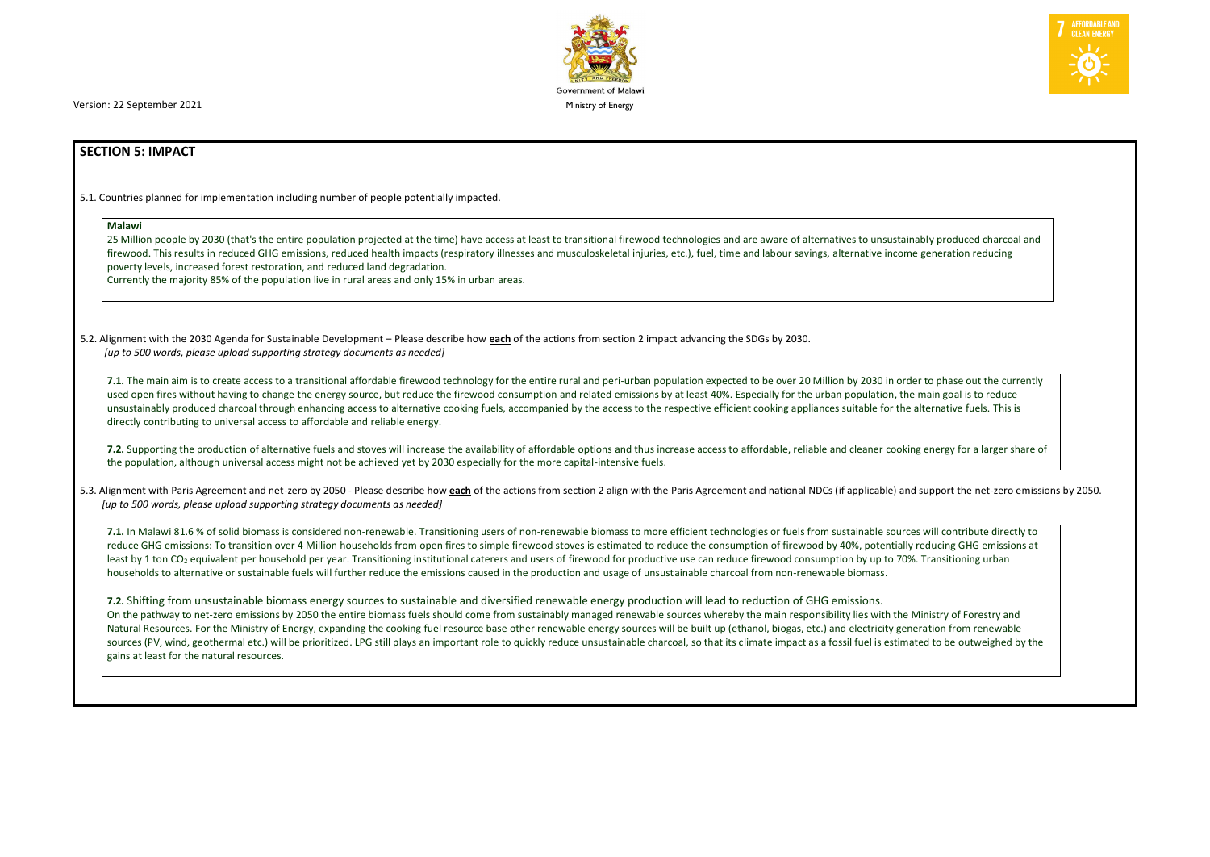## SECTION 5: IMPACT

5.1. Countries planned for implementation including number of people potentially impacted.

**Malawi**

25 Million people by 2030 (that's the entire population projected at the time) have access at least to transitional firewood technologies and are aware of alternatives to unsustainably produced charcoal and firewood. This results in reduced GHG emissions, reduced health impacts (respiratory illnesses and musculoskeletal injuries, etc.), fuel, time and labour savings, alternative income generation reducing poverty levels, increased forest restoration, and reduced land degradation.

Currently the majority 85% of the population live in rural areas and only 15% in urban areas.

5.2. Alignment with the 2030 Agenda for Sustainable Development – Please describe how **each** of the actions from section 2 impact advancing the SDGs by 2030.
*[up to 500 words, please upload supporting strategy documents as needed]*

**7.1.** The main aim is to create access to a transitional affordable firewood technology for the entire rural and peri-urban population expected to be over 20 Million by 2030 in order to phase out the currently used open fires without having to change the energy source, but reduce the firewood consumption and related emissions by at least 40%. Especially for the urban population, the main goal is to reduce unsustainably produced charcoal through enhancing access to alternative cooking fuels, accompanied by the access to the respective efficient cooking appliances suitable for the alternative fuels. This is directly contributing to universal access to affordable and reliable energy.

**7.2.** Supporting the production of alternative fuels and stoves will increase the availability of affordable options and thus increase access to affordable, reliable and cleaner cooking energy for a larger share of the population, although universal access might not be achieved yet by 2030 especially for the more capital-intensive fuels.

5.3. Alignment with Paris Agreement and net-zero by 2050 - Please describe how **each** of the actions from section 2 align with the Paris Agreement and national NDCs (if applicable) and support the net-zero emissions by 2050.
*[up to 500 words, please upload supporting strategy documents as needed]*

**7.1.** In Malawi 81.6 % of solid biomass is considered non-renewable. Transitioning users of non-renewable biomass to more efficient technologies or fuels from sustainable sources will contribute directly to reduce GHG emissions: To transition over 4 Million households from open fires to simple firewood stoves is estimated to reduce the consumption of firewood by 40%, potentially reducing GHG emissions at least by 1 ton $CO_2$ equivalent per household per year. Transitioning institutional caterers and users of firewood for productive use can reduce firewood consumption by up to 70%. Transitioning urban households to alternative or sustainable fuels will further reduce the emissions caused in the production and usage of unsustainable charcoal from non-renewable biomass.

**7.2.** Shifting from unsustainable biomass energy sources to sustainable and diversified renewable energy production will lead to reduction of GHG emissions.

On the pathway to net-zero emissions by 2050 the entire biomass fuels should come from sustainably managed renewable sources whereby the main responsibility lies with the Ministry of Forestry and Natural Resources. For the Ministry of Energy, expanding the cooking fuel resource base other renewable energy sources will be built up (ethanol, biogas, etc.) and electricity generation from renewable sources (PV, wind, geothermal etc.) will be prioritized. LPG still plays an important role to quickly reduce unsustainable charcoal, so that its climate impact as a fossil fuel is estimated to be outweighed by the gains at least for the natural resources.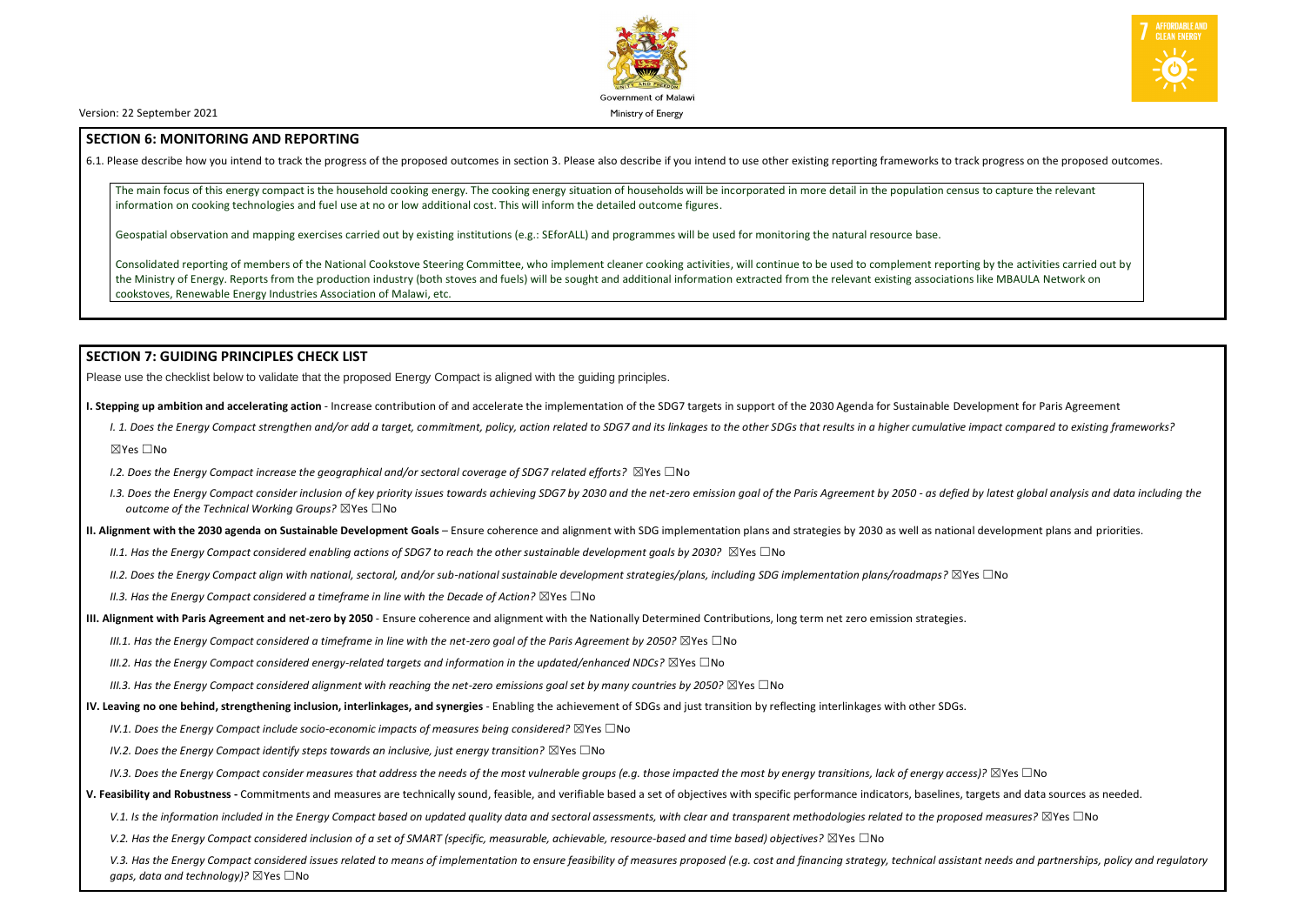## SECTION 6: MONITORING AND REPORTING

6.1. Please describe how you intend to track the progress of the proposed outcomes in section 3. Please also describe if you intend to use other existing reporting frameworks to track progress on the proposed outcomes.

The main focus of this energy compact is the household cooking energy. The cooking energy situation of households will be incorporated in more detail in the population census to capture the relevant information on cooking technologies and fuel use at no or low additional cost. This will inform the detailed outcome figures.

Geospatial observation and mapping exercises carried out by existing institutions (e.g.: SEforALL) and programmes will be used for monitoring the natural resource base.

Consolidated reporting of members of the National Cookstove Steering Committee, who implement cleaner cooking activities, will continue to be used to complement reporting by the activities carried out by the Ministry of Energy. Reports from the production industry (both stoves and fuels) will be sought and additional information extracted from the relevant existing associations like MBAULA Network on cookstoves, Renewable Energy Industries Association of Malawi, etc.

## SECTION 7: GUIDING PRINCIPLES CHECK LIST

Please use the checklist below to validate that the proposed Energy Compact is aligned with the guiding principles.

**I. Stepping up ambition and accelerating action** - Increase contribution of and accelerate the implementation of the SDG7 targets in support of the 2030 Agenda for Sustainable Development for Paris Agreement

*I. 1. Does the Energy Compact strengthen and/or add a target, commitment, policy, action related to SDG7 and its linkages to the other SDGs that results in a higher cumulative impact compared to existing frameworks?*

☒Yes ☐No

*I.2. Does the Energy Compact increase the geographical and/or sectoral coverage of SDG7 related efforts?* ☒Yes ☐No

*I.3. Does the Energy Compact consider inclusion of key priority issues towards achieving SDG7 by 2030 and the net-zero emission goal of the Paris Agreement by 2050 - as defied by latest global analysis and data including the outcome of the Technical Working Groups?* ☒Yes ☐No

**II. Alignment with the 2030 agenda on Sustainable Development Goals** – Ensure coherence and alignment with SDG implementation plans and strategies by 2030 as well as national development plans and priorities.

*II.1. Has the Energy Compact considered enabling actions of SDG7 to reach the other sustainable development goals by 2030?* ☒Yes ☐No

*II.2. Does the Energy Compact align with national, sectoral, and/or sub-national sustainable development strategies/plans, including SDG implementation plans/roadmaps?* ☒Yes ☐No

*II.3. Has the Energy Compact considered a timeframe in line with the Decade of Action?* ☒Yes ☐No

**III. Alignment with Paris Agreement and net-zero by 2050** - Ensure coherence and alignment with the Nationally Determined Contributions, long term net zero emission strategies.

*III.1. Has the Energy Compact considered a timeframe in line with the net-zero goal of the Paris Agreement by 2050?* ☒Yes ☐No

*III.2. Has the Energy Compact considered energy-related targets and information in the updated/enhanced NDCs?* ☒Yes ☐No

*III.3. Has the Energy Compact considered alignment with reaching the net-zero emissions goal set by many countries by 2050?* ☒Yes ☐No

**IV. Leaving no one behind, strengthening inclusion, interlinkages, and synergies** - Enabling the achievement of SDGs and just transition by reflecting interlinkages with other SDGs.

*IV.1. Does the Energy Compact include socio-economic impacts of measures being considered?* ☒Yes ☐No

*IV.2. Does the Energy Compact identify steps towards an inclusive, just energy transition?* ☒Yes ☐No

*IV.3. Does the Energy Compact consider measures that address the needs of the most vulnerable groups (e.g. those impacted the most by energy transitions, lack of energy access)?* ☒Yes ☐No

**V. Feasibility and Robustness -** Commitments and measures are technically sound, feasible, and verifiable based a set of objectives with specific performance indicators, baselines, targets and data sources as needed.

*V.1. Is the information included in the Energy Compact based on updated quality data and sectoral assessments, with clear and transparent methodologies related to the proposed measures?* ☒Yes ☐No

*V.2. Has the Energy Compact considered inclusion of a set of SMART (specific, measurable, achievable, resource-based and time based) objectives?* ☒Yes ☐No

*V.3. Has the Energy Compact considered issues related to means of implementation to ensure feasibility of measures proposed (e.g. cost and financing strategy, technical assistant needs and partnerships, policy and regulatory gaps, data and technology)?* ☒Yes ☐No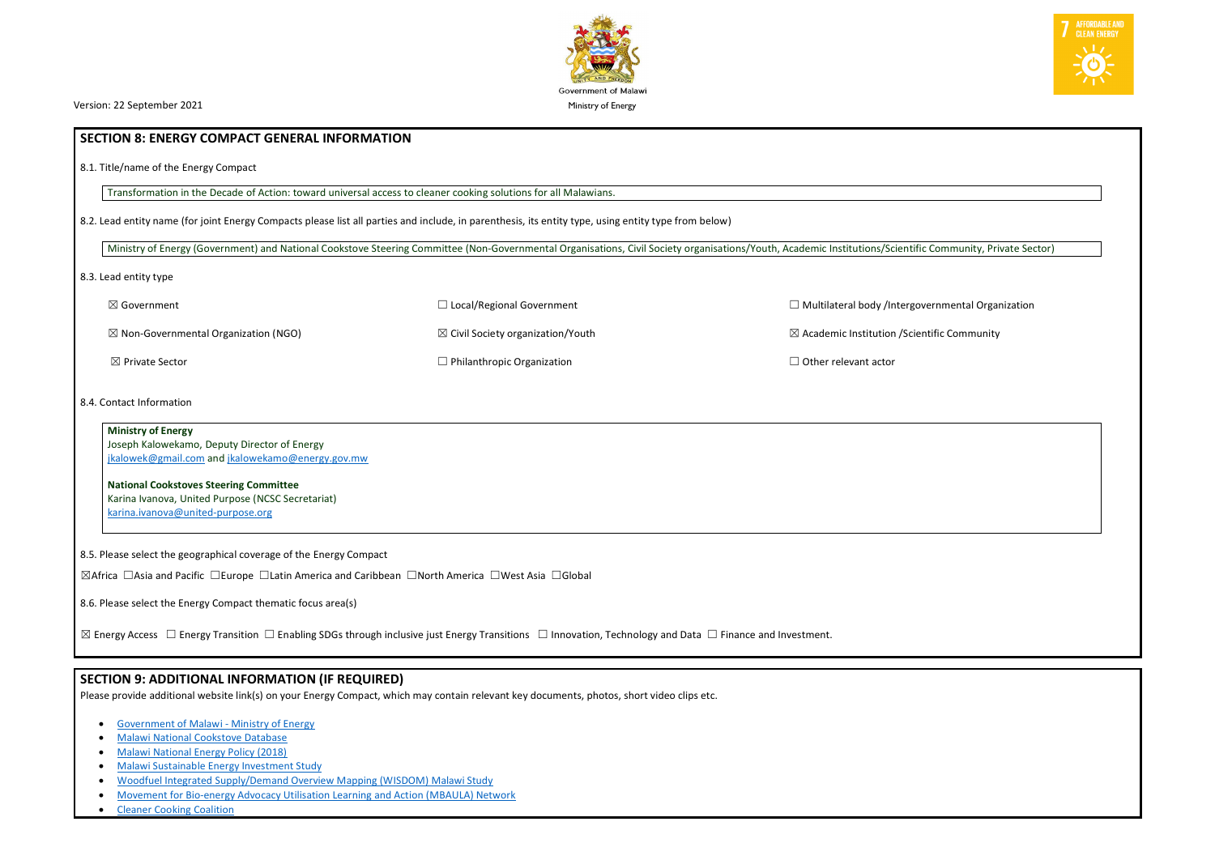Version: 22 September 2021

Government of Malawi
Ministry of Energy

## SECTION 8: ENERGY COMPACT GENERAL INFORMATION

8.1. Title/name of the Energy Compact

Transformation in the Decade of Action: toward universal access to cleaner cooking solutions for all Malawians.

8.2. Lead entity name (for joint Energy Compacts please list all parties and include, in parenthesis, its entity type, using entity type from below)

Ministry of Energy (Government) and National Cookstove Steering Committee (Non-Governmental Organisations, Civil Society organisations/Youth, Academic Institutions/Scientific Community, Private Sector)

8.3. Lead entity type

| | | |
|---|---|---|
| ☒ Government | ☐ Local/Regional Government | ☐ Multilateral body /Intergovernmental Organization |
| ☒ Non-Governmental Organization (NGO) | ☒ Civil Society organization/Youth | ☒ Academic Institution /Scientific Community |
| ☒ Private Sector | ☐ Philanthropic Organization | ☐ Other relevant actor |

8.4. Contact Information

**Ministry of Energy**
Joseph Kalowekamo, Deputy Director of Energy
jkalowek@gmail.com and jkalowekamo@energy.gov.mw

**National Cookstoves Steering Committee**
Karina Ivanova, United Purpose (NCSC Secretariat)
karina.ivanova@united-purpose.org

8.5. Please select the geographical coverage of the Energy Compact

☒Africa ☐Asia and Pacific ☐Europe ☐Latin America and Caribbean ☐North America ☐West Asia ☐Global

8.6. Please select the Energy Compact thematic focus area(s)

☒ Energy Access ☐ Energy Transition ☐ Enabling SDGs through inclusive just Energy Transitions ☐ Innovation, Technology and Data ☐ Finance and Investment.

## SECTION 9: ADDITIONAL INFORMATION (IF REQUIRED)

Please provide additional website link(s) on your Energy Compact, which may contain relevant key documents, photos, short video clips etc.

- Government of Malawi - Ministry of Energy
- Malawi National Cookstove Database
- Malawi National Energy Policy (2018)
- Malawi Sustainable Energy Investment Study
- Woodfuel Integrated Supply/Demand Overview Mapping (WISDOM) Malawi Study
- Movement for Bio-energy Advocacy Utilisation Learning and Action (MBAULA) Network
- Cleaner Cooking Coalition